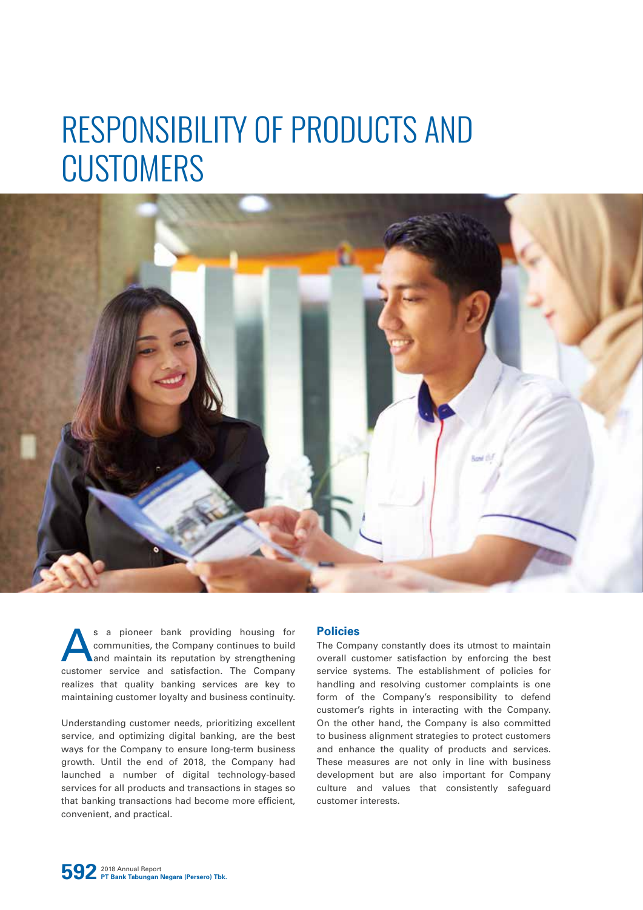# RESPONSIBILITY OF PRODUCTS AND CUSTOMERS

As a pioneer bank providing housing for communities, the Company continues to build and maintain its reputation by strengthening customer service and satisfaction. The Company realizes that quality banking services are key to maintaining customer loyalty and business continuity.

Understanding customer needs, prioritizing excellent service, and optimizing digital banking, are the best ways for the Company to ensure long-term business growth. Until the end of 2018, the Company had launched a number of digital technology-based services for all products and transactions in stages so that banking transactions had become more efficient, convenient, and practical.

## Policies

The Company constantly does its utmost to maintain overall customer satisfaction by enforcing the best service systems. The establishment of policies for handling and resolving customer complaints is one form of the Company's responsibility to defend customer's rights in interacting with the Company. On the other hand, the Company is also committed to business alignment strategies to protect customers and enhance the quality of products and services. These measures are not only in line with business development but are also important for Company culture and values that consistently safeguard customer interests.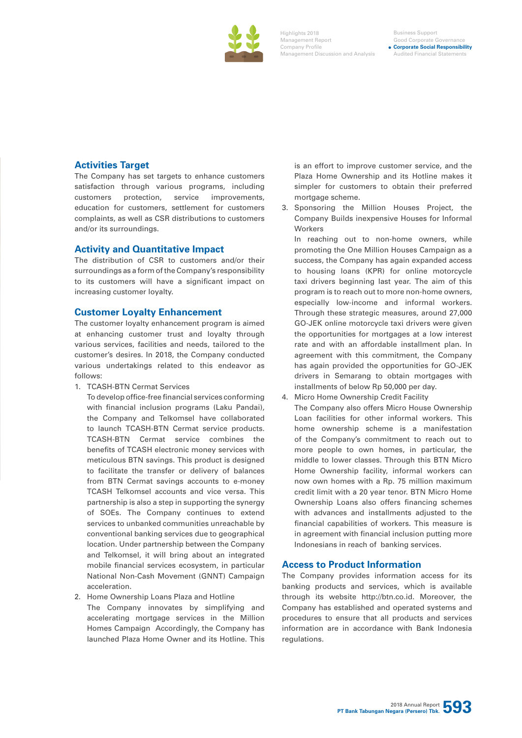## Activities Target

The Company has set targets to enhance customers satisfaction through various programs, including customers protection, service improvements, education for customers, settlement for customers complaints, as well as CSR distributions to customers and/or its surroundings.

## Activity and Quantitative Impact

The distribution of CSR to customers and/or their surroundings as a form of the Company's responsibility to its customers will have a significant impact on increasing customer loyalty.

## Customer Loyalty Enhancement

The customer loyalty enhancement program is aimed at enhancing customer trust and loyalty through various services, facilities and needs, tailored to the customer's desires. In 2018, the Company conducted various undertakings related to this endeavor as follows:

1. TCASH-BTN Cermat Services
   To develop office-free financial services conforming with financial inclusion programs (Laku Pandai), the Company and Telkomsel have collaborated to launch TCASH-BTN Cermat service products. TCASH-BTN Cermat service combines the benefits of TCASH electronic money services with meticulous BTN savings. This product is designed to facilitate the transfer or delivery of balances from BTN Cermat savings accounts to e-money TCASH Telkomsel accounts and vice versa. This partnership is also a step in supporting the synergy of SOEs. The Company continues to extend services to unbanked communities unreachable by conventional banking services due to geographical location. Under partnership between the Company and Telkomsel, it will bring about an integrated mobile financial services ecosystem, in particular National Non-Cash Movement (GNNT) Campaign acceleration.
2. Home Ownership Loans Plaza and Hotline
   The Company innovates by simplifying and accelerating mortgage services in the Million Homes Campaign Accordingly, the Company has launched Plaza Home Owner and its Hotline. This is an effort to improve customer service, and the Plaza Home Ownership and its Hotline makes it simpler for customers to obtain their preferred mortgage scheme.
3. Sponsoring the Million Houses Project, the Company Builds inexpensive Houses for Informal Workers
   In reaching out to non-home owners, while promoting the One Million Houses Campaign as a success, the Company has again expanded access to housing loans (KPR) for online motorcycle taxi drivers beginning last year. The aim of this program is to reach out to more non-home owners, especially low-income and informal workers. Through these strategic measures, around 27,000 GO-JEK online motorcycle taxi drivers were given the opportunities for mortgages at a low interest rate and with an affordable installment plan. In agreement with this commitment, the Company has again provided the opportunities for GO-JEK drivers in Semarang to obtain mortgages with installments of below Rp 50,000 per day.
4. Micro Home Ownership Credit Facility
   The Company also offers Micro House Ownership Loan facilities for other informal workers. This home ownership scheme is a manifestation of the Company's commitment to reach out to more people to own homes, in particular, the middle to lower classes. Through this BTN Micro Home Ownership facility, informal workers can now own homes with a Rp. 75 million maximum credit limit with a 20 year tenor. BTN Micro Home Ownership Loans also offers financing schemes with advances and installments adjusted to the financial capabilities of workers. This measure is in agreement with financial inclusion putting more Indonesians in reach of banking services.

## Access to Product Information

The Company provides information access for its banking products and services, which is available through its website http://btn.co.id. Moreover, the Company has established and operated systems and procedures to ensure that all products and services information are in accordance with Bank Indonesia regulations.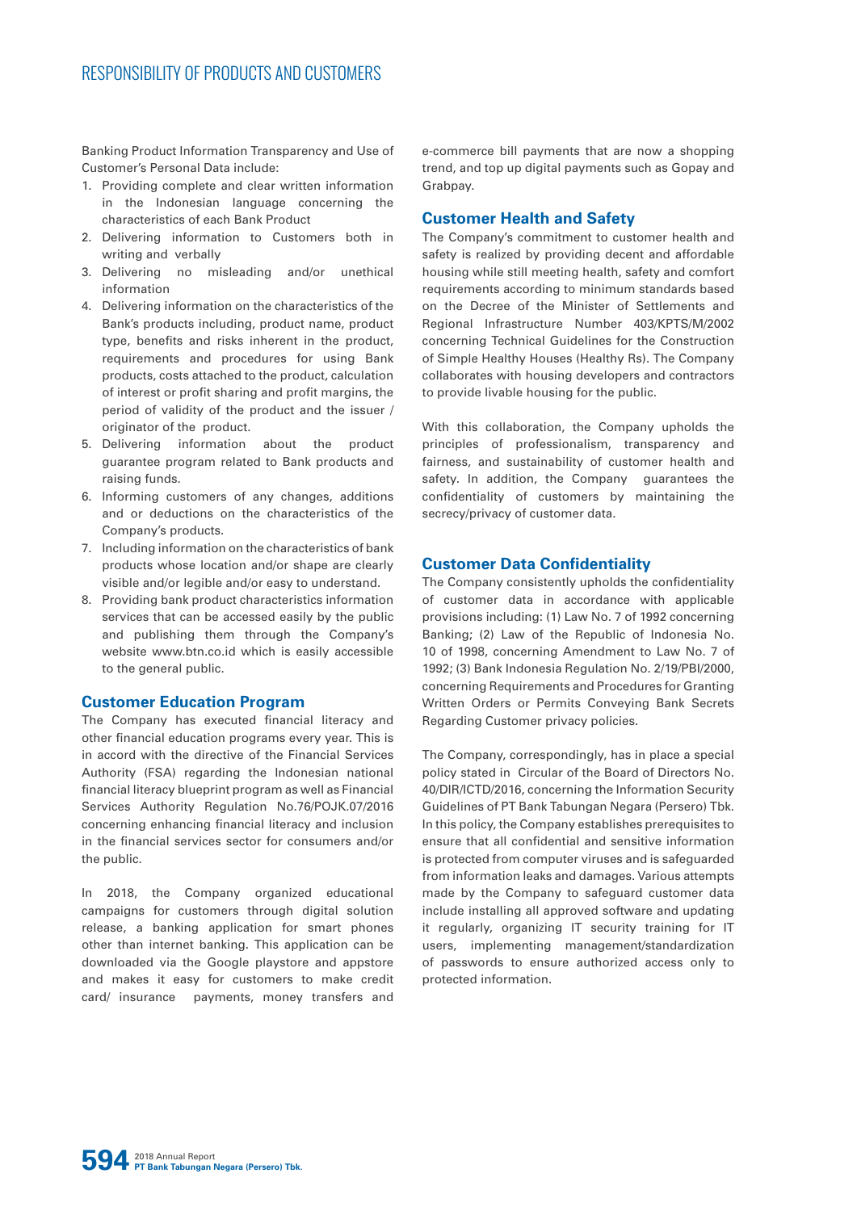Banking Product Information Transparency and Use of Customer's Personal Data include:

1. Providing complete and clear written information in the Indonesian language concerning the characteristics of each Bank Product
2. Delivering information to Customers both in writing and verbally
3. Delivering no misleading and/or unethical information
4. Delivering information on the characteristics of the Bank's products including, product name, product type, benefits and risks inherent in the product, requirements and procedures for using Bank products, costs attached to the product, calculation of interest or profit sharing and profit margins, the period of validity of the product and the issuer / originator of the product.
5. Delivering information about the product guarantee program related to Bank products and raising funds.
6. Informing customers of any changes, additions and or deductions on the characteristics of the Company's products.
7. Including information on the characteristics of bank products whose location and/or shape are clearly visible and/or legible and/or easy to understand.
8. Providing bank product characteristics information services that can be accessed easily by the public and publishing them through the Company's website www.btn.co.id which is easily accessible to the general public.

## Customer Education Program

The Company has executed financial literacy and other financial education programs every year. This is in accord with the directive of the Financial Services Authority (FSA) regarding the Indonesian national financial literacy blueprint program as well as Financial Services Authority Regulation No.76/POJK.07/2016 concerning enhancing financial literacy and inclusion in the financial services sector for consumers and/or the public.

In 2018, the Company organized educational campaigns for customers through digital solution release, a banking application for smart phones other than internet banking. This application can be downloaded via the Google playstore and appstore and makes it easy for customers to make credit card/ insurance payments, money transfers and e-commerce bill payments that are now a shopping trend, and top up digital payments such as Gopay and Grabpay.

## Customer Health and Safety

The Company's commitment to customer health and safety is realized by providing decent and affordable housing while still meeting health, safety and comfort requirements according to minimum standards based on the Decree of the Minister of Settlements and Regional Infrastructure Number 403/KPTS/M/2002 concerning Technical Guidelines for the Construction of Simple Healthy Houses (Healthy Rs). The Company collaborates with housing developers and contractors to provide livable housing for the public.

With this collaboration, the Company upholds the principles of professionalism, transparency and fairness, and sustainability of customer health and safety. In addition, the Company guarantees the confidentiality of customers by maintaining the secrecy/privacy of customer data.

## Customer Data Confidentiality

The Company consistently upholds the confidentiality of customer data in accordance with applicable provisions including: (1) Law No. 7 of 1992 concerning Banking; (2) Law of the Republic of Indonesia No. 10 of 1998, concerning Amendment to Law No. 7 of 1992; (3) Bank Indonesia Regulation No. 2/19/PBI/2000, concerning Requirements and Procedures for Granting Written Orders or Permits Conveying Bank Secrets Regarding Customer privacy policies.

The Company, correspondingly, has in place a special policy stated in Circular of the Board of Directors No. 40/DIR/ICTD/2016, concerning the Information Security Guidelines of PT Bank Tabungan Negara (Persero) Tbk. In this policy, the Company establishes prerequisites to ensure that all confidential and sensitive information is protected from computer viruses and is safeguarded from information leaks and damages. Various attempts made by the Company to safeguard customer data include installing all approved software and updating it regularly, organizing IT security training for IT users, implementing management/standardization of passwords to ensure authorized access only to protected information.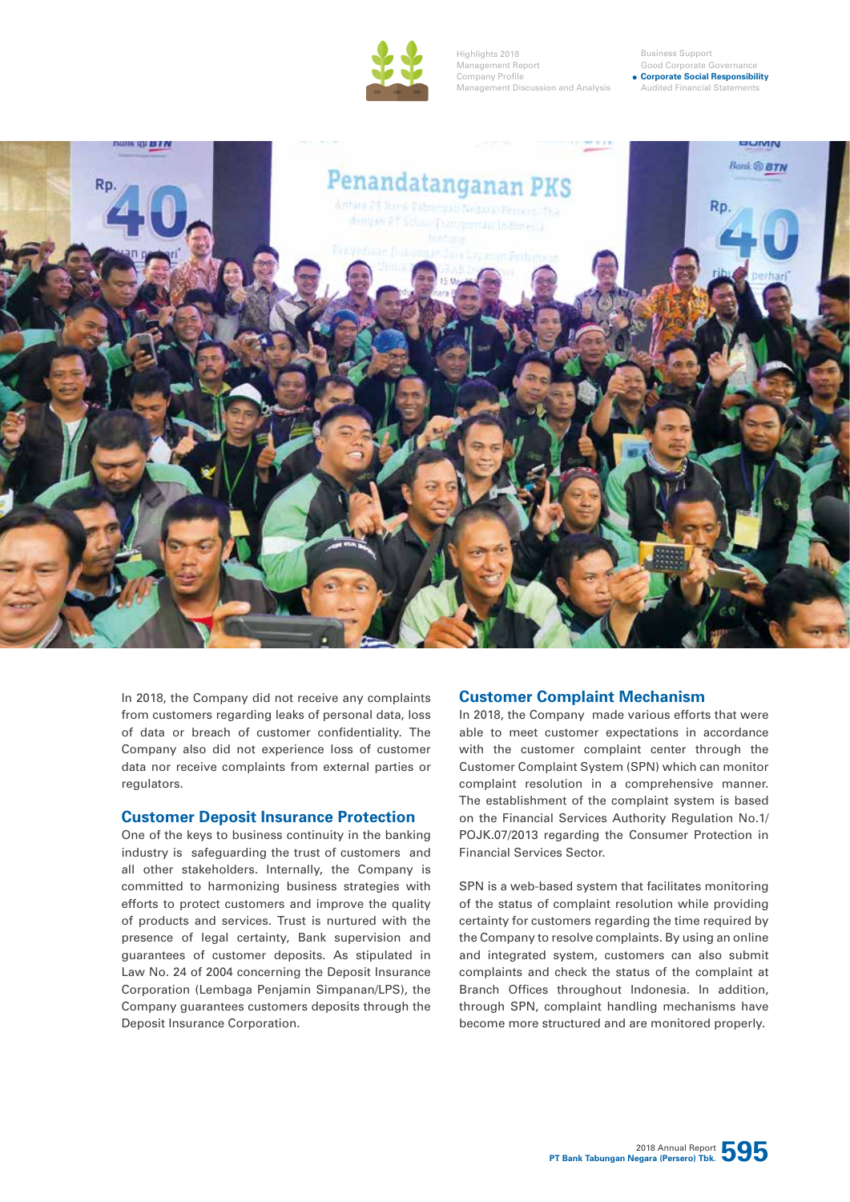In 2018, the Company did not receive any complaints from customers regarding leaks of personal data, loss of data or breach of customer confidentiality. The Company also did not experience loss of customer data nor receive complaints from external parties or regulators.

## Customer Deposit Insurance Protection

One of the keys to business continuity in the banking industry is safeguarding the trust of customers and all other stakeholders. Internally, the Company is committed to harmonizing business strategies with efforts to protect customers and improve the quality of products and services. Trust is nurtured with the presence of legal certainty, Bank supervision and guarantees of customer deposits. As stipulated in Law No. 24 of 2004 concerning the Deposit Insurance Corporation (Lembaga Penjamin Simpanan/LPS), the Company guarantees customers deposits through the Deposit Insurance Corporation.

## Customer Complaint Mechanism

In 2018, the Company made various efforts that were able to meet customer expectations in accordance with the customer complaint center through the Customer Complaint System (SPN) which can monitor complaint resolution in a comprehensive manner. The establishment of the complaint system is based on the Financial Services Authority Regulation No.1/POJK.07/2013 regarding the Consumer Protection in Financial Services Sector.

SPN is a web-based system that facilitates monitoring of the status of complaint resolution while providing certainty for customers regarding the time required by the Company to resolve complaints. By using an online and integrated system, customers can also submit complaints and check the status of the complaint at Branch Offices throughout Indonesia. In addition, through SPN, complaint handling mechanisms have become more structured and are monitored properly.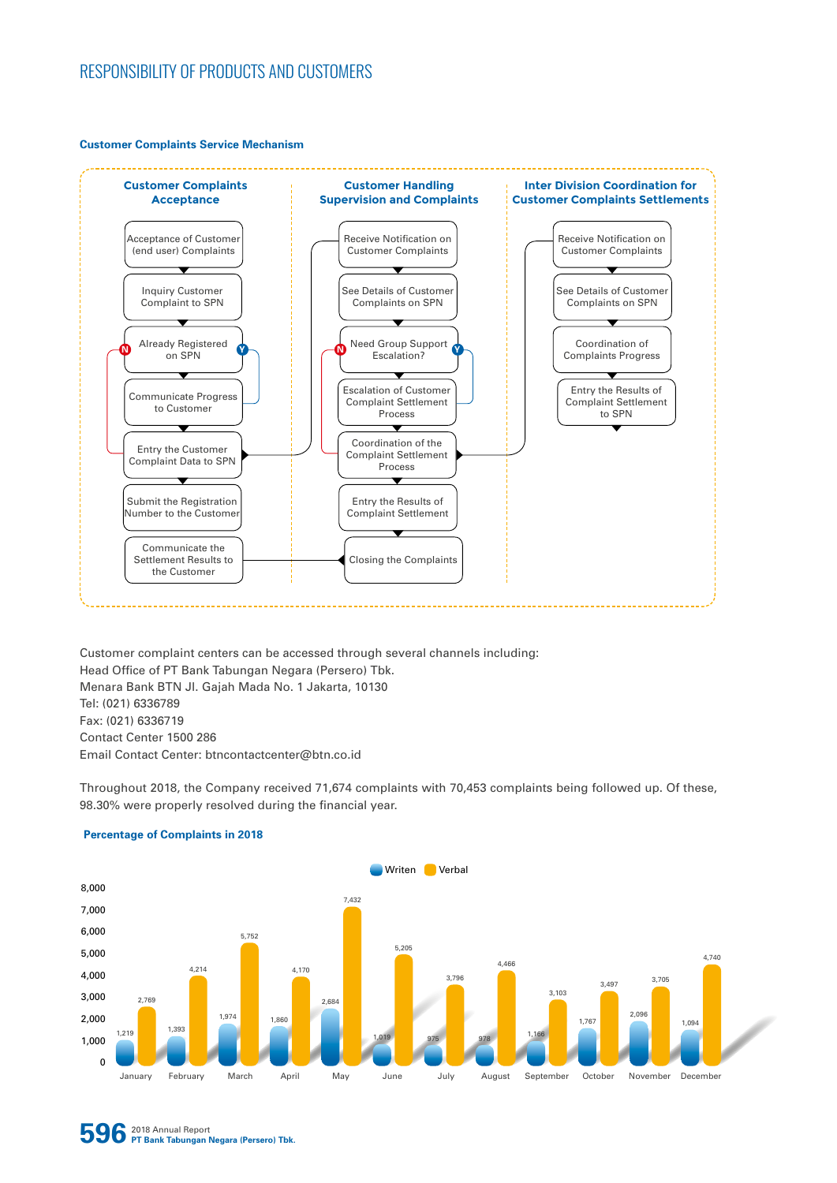# RESPONSIBILITY OF PRODUCTS AND CUSTOMERS

### Customer Complaints Service Mechanism

**Customer Complaints Acceptance**

- Acceptance of Customer (end user) Complaints
- Inquiry Customer Complaint to SPN
- Already Registered on SPN (Y: Communicate Progress to Customer; N: Entry the Customer Complaint Data to SPN)
- Communicate Progress to Customer
- Entry the Customer Complaint Data to SPN
- Submit the Registration Number to the Customer
- Communicate the Settlement Results to the Customer

**Customer Handling Supervision and Complaints**

- Receive Notification on Customer Complaints
- See Details of Customer Complaints on SPN
- Need Group Support Escalation? (Y: Escalation of Customer Complaint Settlement Process; N: Coordination of the Complaint Settlement Process)
- Escalation of Customer Complaint Settlement Process
- Coordination of the Complaint Settlement Process
- Entry the Results of Complaint Settlement
- Closing the Complaints

**Inter Division Coordination for Customer Complaints Settlements**

- Receive Notification on Customer Complaints
- See Details of Customer Complaints on SPN
- Coordination of Complaints Progress
- Entry the Results of Complaint Settlement to SPN

Customer complaint centers can be accessed through several channels including:
Head Office of PT Bank Tabungan Negara (Persero) Tbk.
Menara Bank BTN Jl. Gajah Mada No. 1 Jakarta, 10130
Tel: (021) 6336789
Fax: (021) 6336719
Contact Center 1500 286
Email Contact Center: btncontactcenter@btn.co.id

Throughout 2018, the Company received 71,674 complaints with 70,453 complaints being followed up. Of these, 98.30% were properly resolved during the financial year.

### Percentage of Complaints in 2018

| Month | Writen | Verbal |
|---|---|---|
| January | 1,219 | 2,769 |
| February | 1,393 | 4,214 |
| March | 1,974 | 5,752 |
| April | 1,860 | 4,170 |
| May | 2,684 | 7,432 |
| June | 1,019 | 5,205 |
| July | 975 | 3,796 |
| August | 978 | 4,466 |
| September | 1,166 | 3,103 |
| October | 1,767 | 3,497 |
| November | 2,096 | 3,705 |
| December | 1,094 | 4,740 |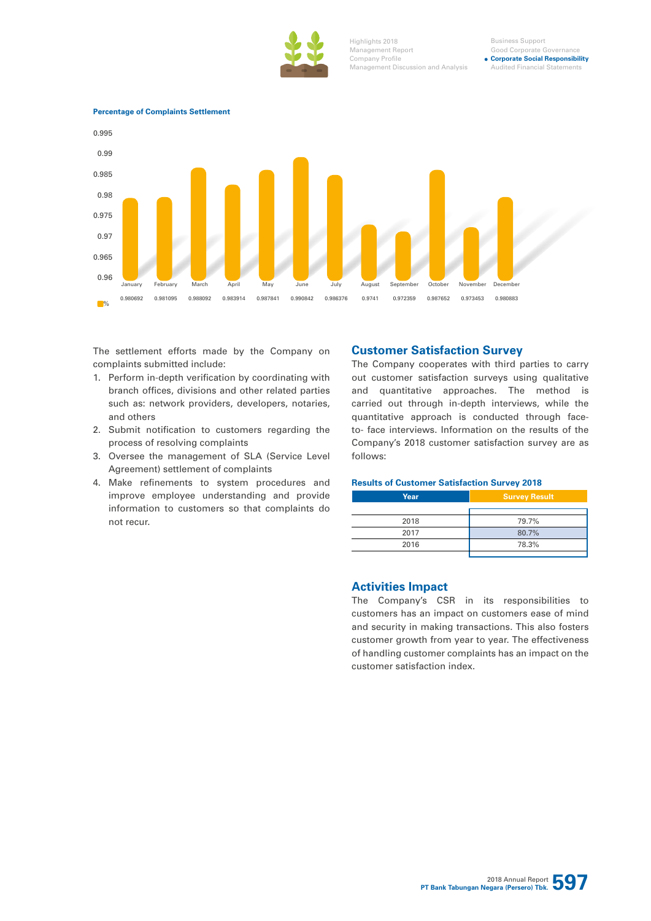**Percentage of Complaints Settlement**

0.995
0.99
0.985
0.98
0.975
0.97
0.965
0.96

January February March April May June July August September October November December

% 0.980692 0.981095 0.988092 0.983914 0.987841 0.990842 0.986376 0.9741 0.972359 0.987652 0.973453 0.980883

The settlement efforts made by the Company on complaints submitted include:

1. Perform in-depth verification by coordinating with branch offices, divisions and other related parties such as: network providers, developers, notaries, and others
2. Submit notification to customers regarding the process of resolving complaints
3. Oversee the management of SLA (Service Level Agreement) settlement of complaints
4. Make refinements to system procedures and improve employee understanding and provide information to customers so that complaints do not recur.

## Customer Satisfaction Survey

The Company cooperates with third parties to carry out customer satisfaction surveys using qualitative and quantitative approaches. The method is carried out through in-depth interviews, while the quantitative approach is conducted through face-to- face interviews. Information on the results of the Company's 2018 customer satisfaction survey are as follows:

**Results of Customer Satisfaction Survey 2018**

| Year | Survey Result |
|---|---|
| 2018 | 79.7% |
| 2017 | 80.7% |
| 2016 | 78.3% |

## Activities Impact

The Company's CSR in its responsibilities to customers has an impact on customers ease of mind and security in making transactions. This also fosters customer growth from year to year. The effectiveness of handling customer complaints has an impact on the customer satisfaction index.